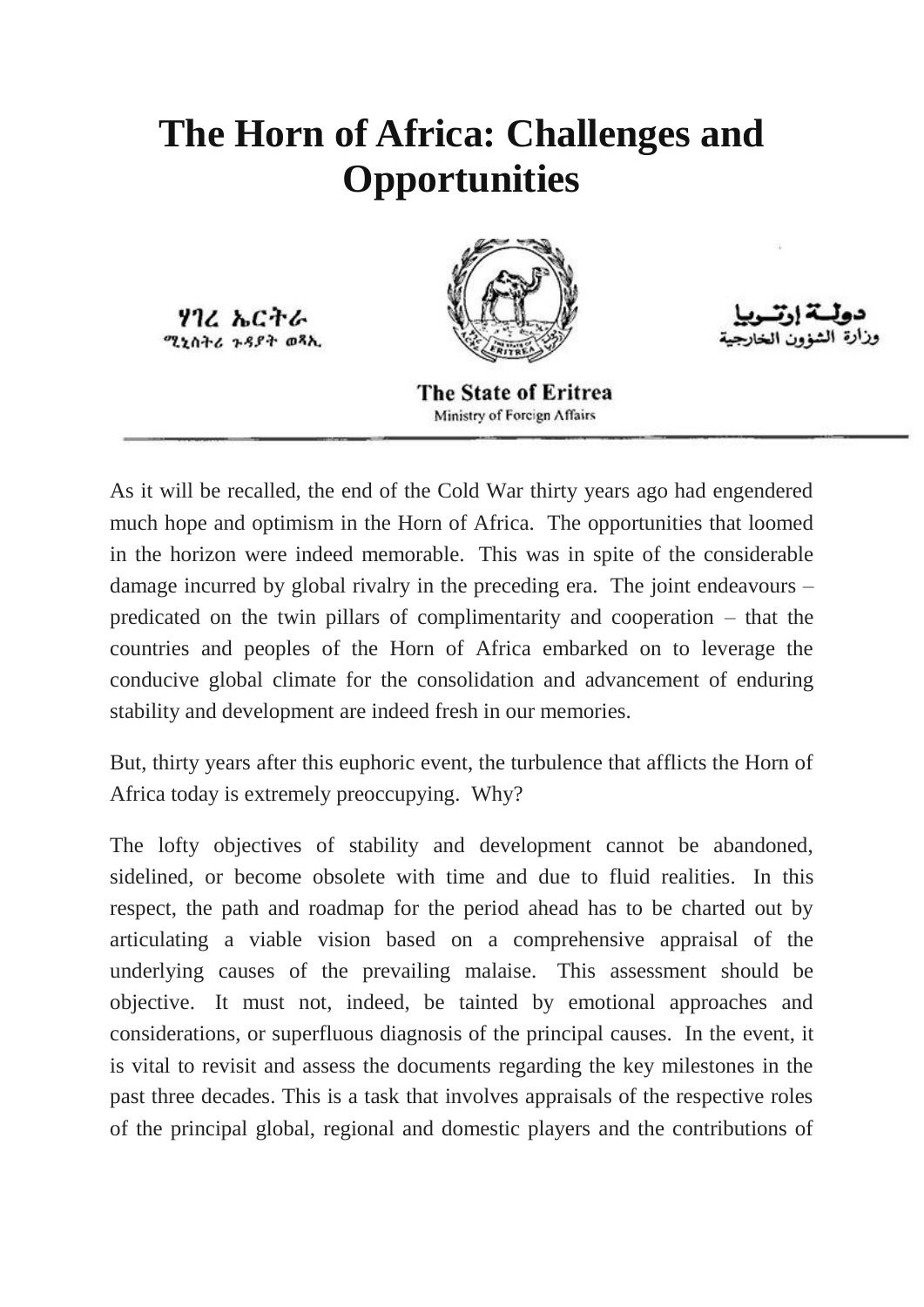# The Horn of Africa: Challenges and Opportunities

ሃገረ ኤርትራ
ሚኒስትሪ ጉዳያት ወጻኢ

دولـة إرتـريا
وزارة الشؤون الخارجية

**The State of Eritrea**
Ministry of Foreign Affairs

As it will be recalled, the end of the Cold War thirty years ago had engendered much hope and optimism in the Horn of Africa. The opportunities that loomed in the horizon were indeed memorable. This was in spite of the considerable damage incurred by global rivalry in the preceding era. The joint endeavours – predicated on the twin pillars of complimentarity and cooperation – that the countries and peoples of the Horn of Africa embarked on to leverage the conducive global climate for the consolidation and advancement of enduring stability and development are indeed fresh in our memories.

But, thirty years after this euphoric event, the turbulence that afflicts the Horn of Africa today is extremely preoccupying. Why?

The lofty objectives of stability and development cannot be abandoned, sidelined, or become obsolete with time and due to fluid realities. In this respect, the path and roadmap for the period ahead has to be charted out by articulating a viable vision based on a comprehensive appraisal of the underlying causes of the prevailing malaise. This assessment should be objective. It must not, indeed, be tainted by emotional approaches and considerations, or superfluous diagnosis of the principal causes. In the event, it is vital to revisit and assess the documents regarding the key milestones in the past three decades. This is a task that involves appraisals of the respective roles of the principal global, regional and domestic players and the contributions of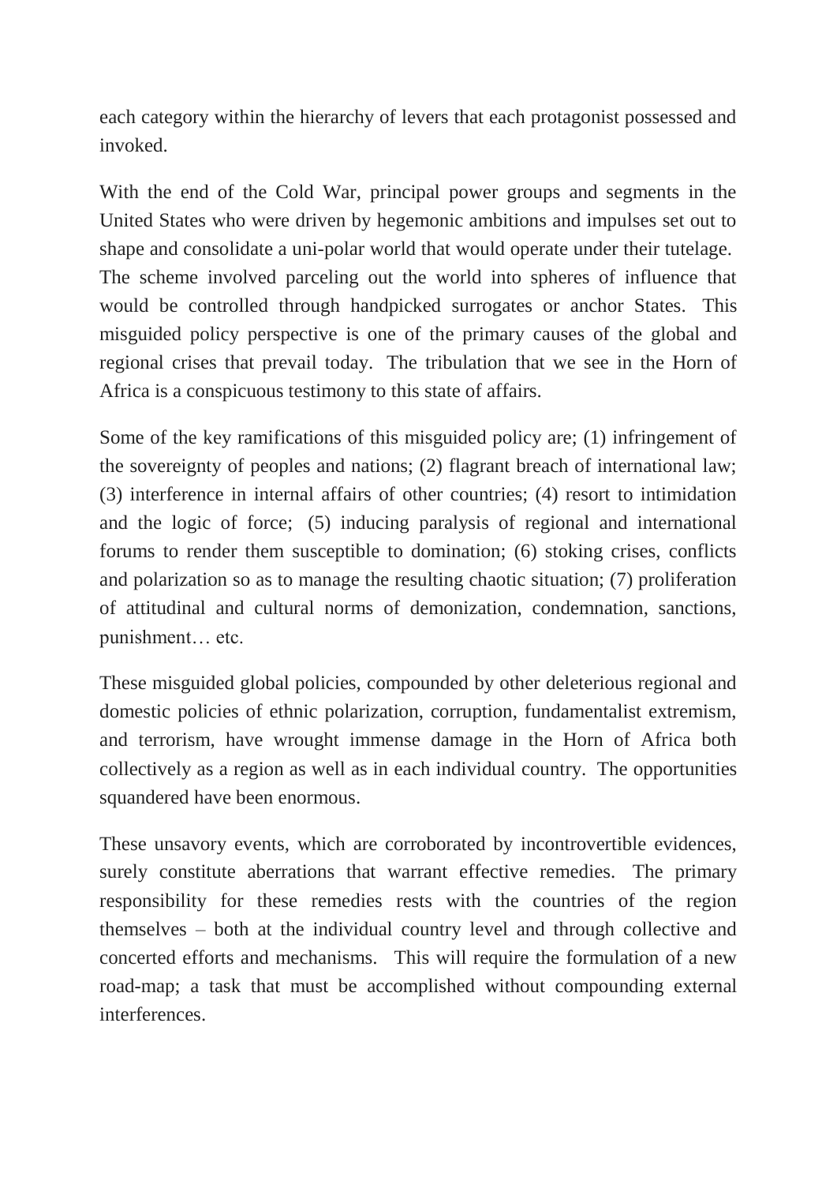each category within the hierarchy of levers that each protagonist possessed and invoked.

With the end of the Cold War, principal power groups and segments in the United States who were driven by hegemonic ambitions and impulses set out to shape and consolidate a uni-polar world that would operate under their tutelage. The scheme involved parceling out the world into spheres of influence that would be controlled through handpicked surrogates or anchor States. This misguided policy perspective is one of the primary causes of the global and regional crises that prevail today. The tribulation that we see in the Horn of Africa is a conspicuous testimony to this state of affairs.

Some of the key ramifications of this misguided policy are; (1) infringement of the sovereignty of peoples and nations; (2) flagrant breach of international law; (3) interference in internal affairs of other countries; (4) resort to intimidation and the logic of force; (5) inducing paralysis of regional and international forums to render them susceptible to domination; (6) stoking crises, conflicts and polarization so as to manage the resulting chaotic situation; (7) proliferation of attitudinal and cultural norms of demonization, condemnation, sanctions, punishment… etc.

These misguided global policies, compounded by other deleterious regional and domestic policies of ethnic polarization, corruption, fundamentalist extremism, and terrorism, have wrought immense damage in the Horn of Africa both collectively as a region as well as in each individual country. The opportunities squandered have been enormous.

These unsavory events, which are corroborated by incontrovertible evidences, surely constitute aberrations that warrant effective remedies. The primary responsibility for these remedies rests with the countries of the region themselves – both at the individual country level and through collective and concerted efforts and mechanisms. This will require the formulation of a new road-map; a task that must be accomplished without compounding external interferences.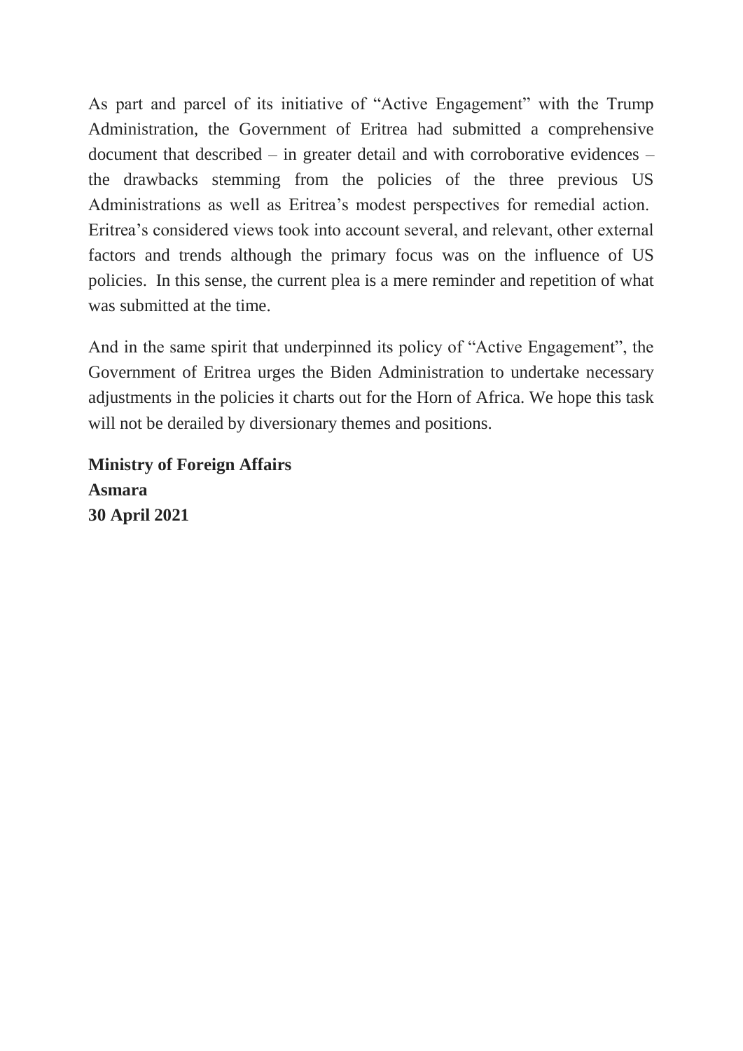As part and parcel of its initiative of "Active Engagement" with the Trump Administration, the Government of Eritrea had submitted a comprehensive document that described – in greater detail and with corroborative evidences – the drawbacks stemming from the policies of the three previous US Administrations as well as Eritrea's modest perspectives for remedial action. Eritrea's considered views took into account several, and relevant, other external factors and trends although the primary focus was on the influence of US policies. In this sense, the current plea is a mere reminder and repetition of what was submitted at the time.

And in the same spirit that underpinned its policy of "Active Engagement", the Government of Eritrea urges the Biden Administration to undertake necessary adjustments in the policies it charts out for the Horn of Africa. We hope this task will not be derailed by diversionary themes and positions.

**Ministry of Foreign Affairs**
**Asmara**
**30 April 2021**